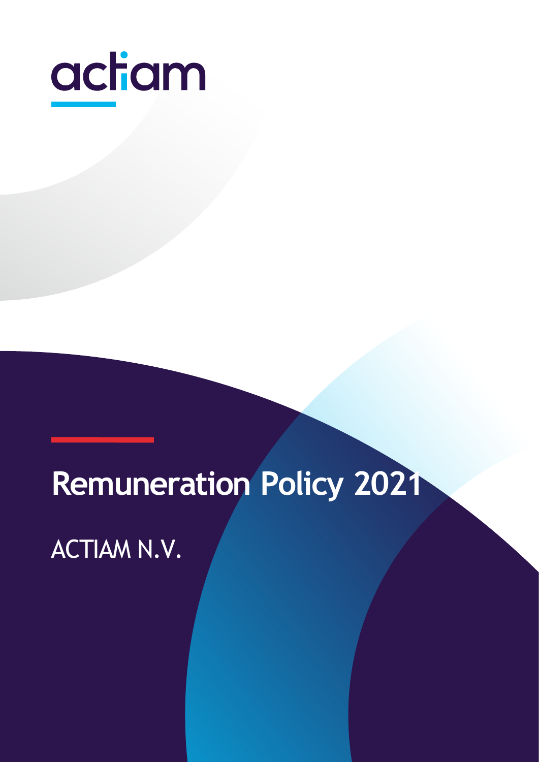actiam

# Remuneration Policy 2021

ACTIAM N.V.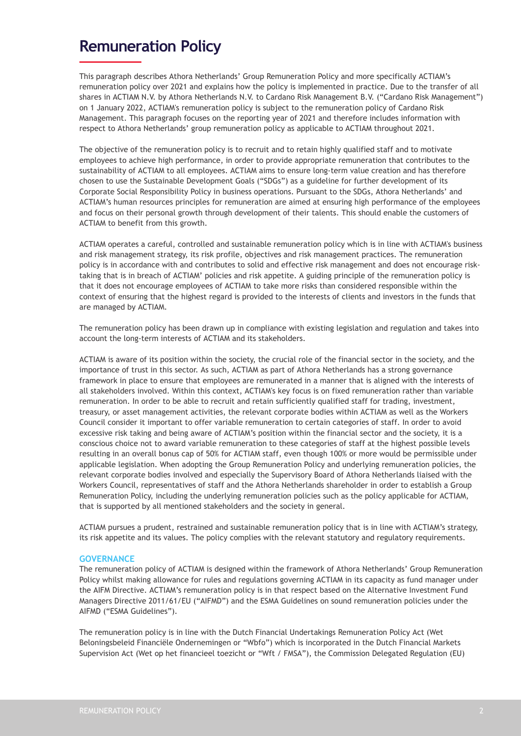# Remuneration Policy

This paragraph describes Athora Netherlands' Group Remuneration Policy and more specifically ACTIAM's remuneration policy over 2021 and explains how the policy is implemented in practice. Due to the transfer of all shares in ACTIAM N.V. by Athora Netherlands N.V. to Cardano Risk Management B.V. ("Cardano Risk Management") on 1 January 2022, ACTIAM's remuneration policy is subject to the remuneration policy of Cardano Risk Management. This paragraph focuses on the reporting year of 2021 and therefore includes information with respect to Athora Netherlands' group remuneration policy as applicable to ACTIAM throughout 2021.

The objective of the remuneration policy is to recruit and to retain highly qualified staff and to motivate employees to achieve high performance, in order to provide appropriate remuneration that contributes to the sustainability of ACTIAM to all employees. ACTIAM aims to ensure long-term value creation and has therefore chosen to use the Sustainable Development Goals ("SDGs") as a guideline for further development of its Corporate Social Responsibility Policy in business operations. Pursuant to the SDGs, Athora Netherlands' and ACTIAM's human resources principles for remuneration are aimed at ensuring high performance of the employees and focus on their personal growth through development of their talents. This should enable the customers of ACTIAM to benefit from this growth.

ACTIAM operates a careful, controlled and sustainable remuneration policy which is in line with ACTIAM's business and risk management strategy, its risk profile, objectives and risk management practices. The remuneration policy is in accordance with and contributes to solid and effective risk management and does not encourage risk-taking that is in breach of ACTIAM' policies and risk appetite. A guiding principle of the remuneration policy is that it does not encourage employees of ACTIAM to take more risks than considered responsible within the context of ensuring that the highest regard is provided to the interests of clients and investors in the funds that are managed by ACTIAM.

The remuneration policy has been drawn up in compliance with existing legislation and regulation and takes into account the long-term interests of ACTIAM and its stakeholders.

ACTIAM is aware of its position within the society, the crucial role of the financial sector in the society, and the importance of trust in this sector. As such, ACTIAM as part of Athora Netherlands has a strong governance framework in place to ensure that employees are remunerated in a manner that is aligned with the interests of all stakeholders involved. Within this context, ACTIAM's key focus is on fixed remuneration rather than variable remuneration. In order to be able to recruit and retain sufficiently qualified staff for trading, investment, treasury, or asset management activities, the relevant corporate bodies within ACTIAM as well as the Workers Council consider it important to offer variable remuneration to certain categories of staff. In order to avoid excessive risk taking and being aware of ACTIAM's position within the financial sector and the society, it is a conscious choice not to award variable remuneration to these categories of staff at the highest possible levels resulting in an overall bonus cap of 50% for ACTIAM staff, even though 100% or more would be permissible under applicable legislation. When adopting the Group Remuneration Policy and underlying remuneration policies, the relevant corporate bodies involved and especially the Supervisory Board of Athora Netherlands liaised with the Workers Council, representatives of staff and the Athora Netherlands shareholder in order to establish a Group Remuneration Policy, including the underlying remuneration policies such as the policy applicable for ACTIAM, that is supported by all mentioned stakeholders and the society in general.

ACTIAM pursues a prudent, restrained and sustainable remuneration policy that is in line with ACTIAM's strategy, its risk appetite and its values. The policy complies with the relevant statutory and regulatory requirements.

## GOVERNANCE

The remuneration policy of ACTIAM is designed within the framework of Athora Netherlands' Group Remuneration Policy whilst making allowance for rules and regulations governing ACTIAM in its capacity as fund manager under the AIFM Directive. ACTIAM's remuneration policy is in that respect based on the Alternative Investment Fund Managers Directive 2011/61/EU ("AIFMD") and the ESMA Guidelines on sound remuneration policies under the AIFMD ("ESMA Guidelines").

The remuneration policy is in line with the Dutch Financial Undertakings Remuneration Policy Act (Wet Beloningsbeleid Financiële Ondernemingen or "Wbfo") which is incorporated in the Dutch Financial Markets Supervision Act (Wet op het financieel toezicht or "Wft / FMSA"), the Commission Delegated Regulation (EU)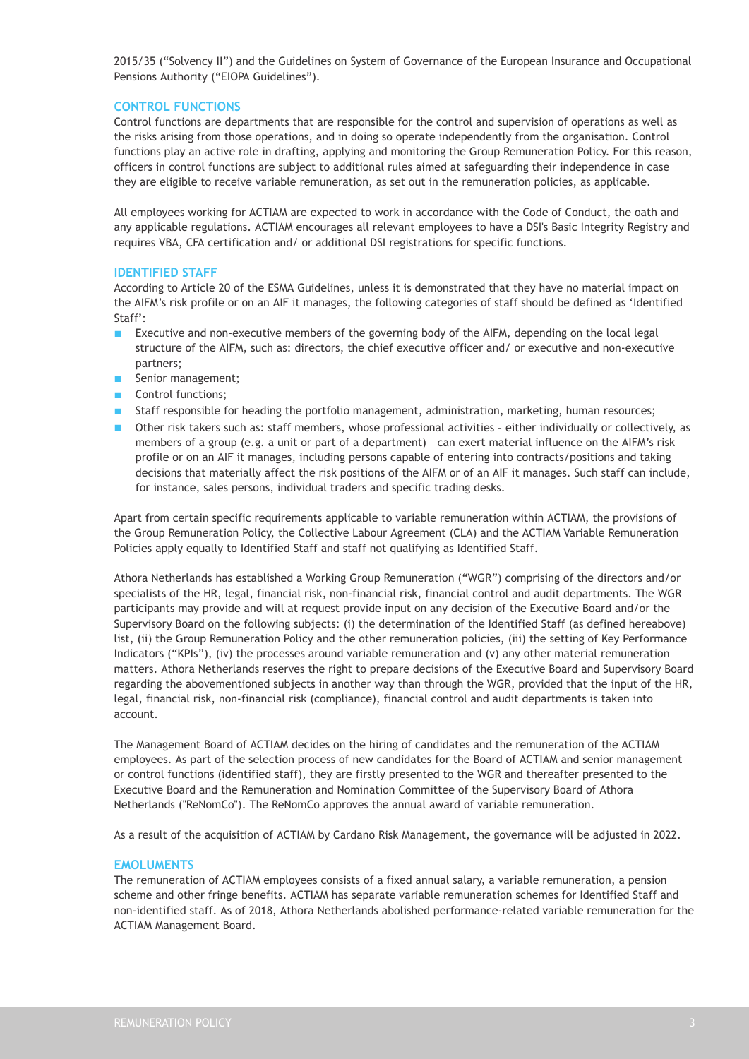2015/35 ("Solvency II") and the Guidelines on System of Governance of the European Insurance and Occupational Pensions Authority ("EIOPA Guidelines").

## CONTROL FUNCTIONS

Control functions are departments that are responsible for the control and supervision of operations as well as the risks arising from those operations, and in doing so operate independently from the organisation. Control functions play an active role in drafting, applying and monitoring the Group Remuneration Policy. For this reason, officers in control functions are subject to additional rules aimed at safeguarding their independence in case they are eligible to receive variable remuneration, as set out in the remuneration policies, as applicable.

All employees working for ACTIAM are expected to work in accordance with the Code of Conduct, the oath and any applicable regulations. ACTIAM encourages all relevant employees to have a DSI's Basic Integrity Registry and requires VBA, CFA certification and/ or additional DSI registrations for specific functions.

## IDENTIFIED STAFF

According to Article 20 of the ESMA Guidelines, unless it is demonstrated that they have no material impact on the AIFM's risk profile or on an AIF it manages, the following categories of staff should be defined as 'Identified Staff':

- Executive and non-executive members of the governing body of the AIFM, depending on the local legal structure of the AIFM, such as: directors, the chief executive officer and/ or executive and non-executive partners;
- Senior management;
- Control functions;
- Staff responsible for heading the portfolio management, administration, marketing, human resources;
- Other risk takers such as: staff members, whose professional activities – either individually or collectively, as members of a group (e.g. a unit or part of a department) – can exert material influence on the AIFM's risk profile or on an AIF it manages, including persons capable of entering into contracts/positions and taking decisions that materially affect the risk positions of the AIFM or of an AIF it manages. Such staff can include, for instance, sales persons, individual traders and specific trading desks.

Apart from certain specific requirements applicable to variable remuneration within ACTIAM, the provisions of the Group Remuneration Policy, the Collective Labour Agreement (CLA) and the ACTIAM Variable Remuneration Policies apply equally to Identified Staff and staff not qualifying as Identified Staff.

Athora Netherlands has established a Working Group Remuneration ("WGR") comprising of the directors and/or specialists of the HR, legal, financial risk, non-financial risk, financial control and audit departments. The WGR participants may provide and will at request provide input on any decision of the Executive Board and/or the Supervisory Board on the following subjects: (i) the determination of the Identified Staff (as defined hereabove) list, (ii) the Group Remuneration Policy and the other remuneration policies, (iii) the setting of Key Performance Indicators ("KPIs"), (iv) the processes around variable remuneration and (v) any other material remuneration matters. Athora Netherlands reserves the right to prepare decisions of the Executive Board and Supervisory Board regarding the abovementioned subjects in another way than through the WGR, provided that the input of the HR, legal, financial risk, non-financial risk (compliance), financial control and audit departments is taken into account.

The Management Board of ACTIAM decides on the hiring of candidates and the remuneration of the ACTIAM employees. As part of the selection process of new candidates for the Board of ACTIAM and senior management or control functions (identified staff), they are firstly presented to the WGR and thereafter presented to the Executive Board and the Remuneration and Nomination Committee of the Supervisory Board of Athora Netherlands ("ReNomCo"). The ReNomCo approves the annual award of variable remuneration.

As a result of the acquisition of ACTIAM by Cardano Risk Management, the governance will be adjusted in 2022.

## EMOLUMENTS

The remuneration of ACTIAM employees consists of a fixed annual salary, a variable remuneration, a pension scheme and other fringe benefits. ACTIAM has separate variable remuneration schemes for Identified Staff and non-identified staff. As of 2018, Athora Netherlands abolished performance-related variable remuneration for the ACTIAM Management Board.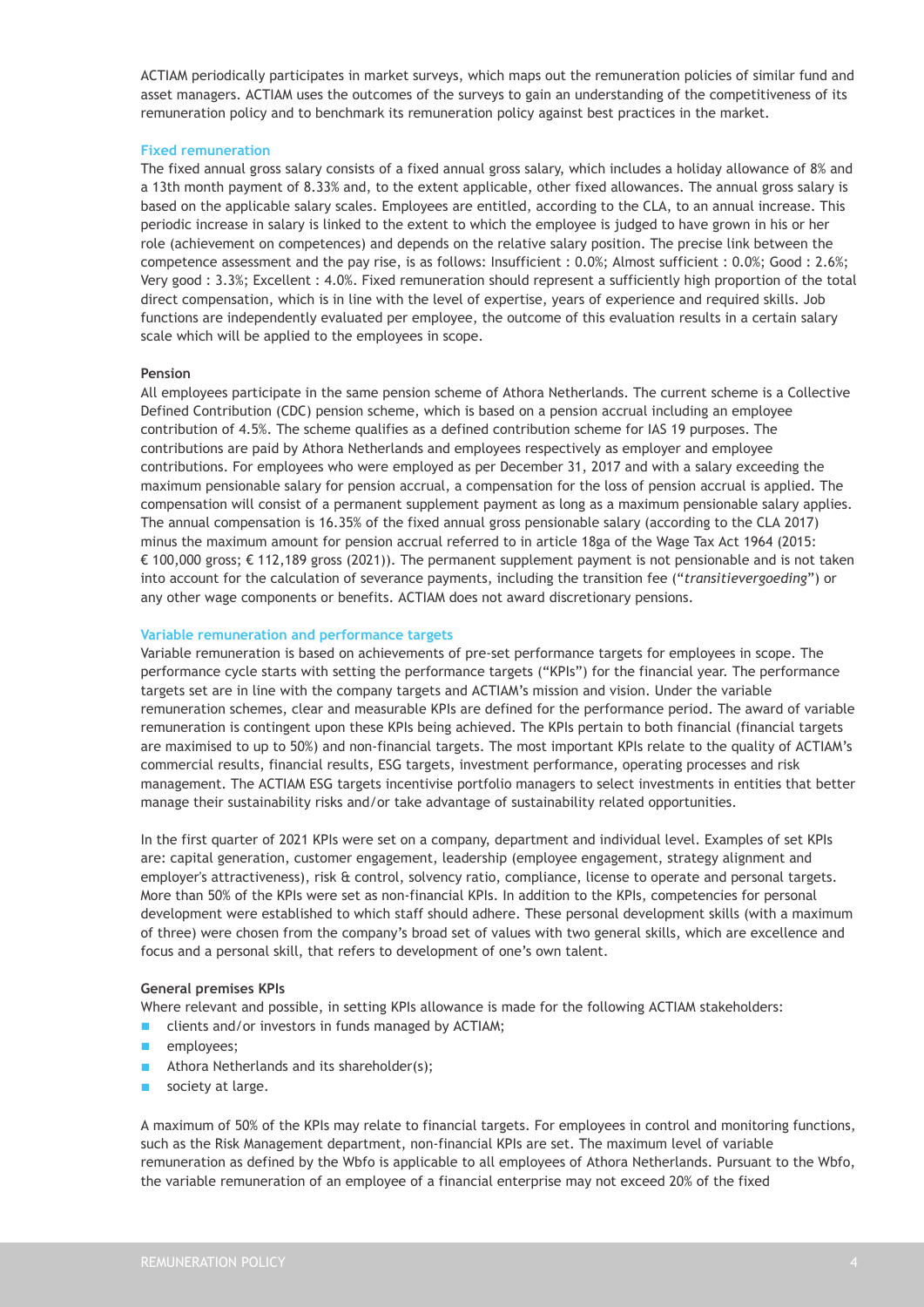ACTIAM periodically participates in market surveys, which maps out the remuneration policies of similar fund and asset managers. ACTIAM uses the outcomes of the surveys to gain an understanding of the competitiveness of its remuneration policy and to benchmark its remuneration policy against best practices in the market.

### Fixed remuneration

The fixed annual gross salary consists of a fixed annual gross salary, which includes a holiday allowance of 8% and a 13th month payment of 8.33% and, to the extent applicable, other fixed allowances. The annual gross salary is based on the applicable salary scales. Employees are entitled, according to the CLA, to an annual increase. This periodic increase in salary is linked to the extent to which the employee is judged to have grown in his or her role (achievement on competences) and depends on the relative salary position. The precise link between the competence assessment and the pay rise, is as follows: Insufficient : 0.0%; Almost sufficient : 0.0%; Good : 2.6%; Very good : 3.3%; Excellent : 4.0%. Fixed remuneration should represent a sufficiently high proportion of the total direct compensation, which is in line with the level of expertise, years of experience and required skills. Job functions are independently evaluated per employee, the outcome of this evaluation results in a certain salary scale which will be applied to the employees in scope.

#### Pension

All employees participate in the same pension scheme of Athora Netherlands. The current scheme is a Collective Defined Contribution (CDC) pension scheme, which is based on a pension accrual including an employee contribution of 4.5%. The scheme qualifies as a defined contribution scheme for IAS 19 purposes. The contributions are paid by Athora Netherlands and employees respectively as employer and employee contributions. For employees who were employed as per December 31, 2017 and with a salary exceeding the maximum pensionable salary for pension accrual, a compensation for the loss of pension accrual is applied. The compensation will consist of a permanent supplement payment as long as a maximum pensionable salary applies. The annual compensation is 16.35% of the fixed annual gross pensionable salary (according to the CLA 2017) minus the maximum amount for pension accrual referred to in article 18ga of the Wage Tax Act 1964 (2015: € 100,000 gross; € 112,189 gross (2021)). The permanent supplement payment is not pensionable and is not taken into account for the calculation of severance payments, including the transition fee ("*transitievergoeding*") or any other wage components or benefits. ACTIAM does not award discretionary pensions.

### Variable remuneration and performance targets

Variable remuneration is based on achievements of pre-set performance targets for employees in scope. The performance cycle starts with setting the performance targets ("KPIs") for the financial year. The performance targets set are in line with the company targets and ACTIAM's mission and vision. Under the variable remuneration schemes, clear and measurable KPIs are defined for the performance period. The award of variable remuneration is contingent upon these KPIs being achieved. The KPIs pertain to both financial (financial targets are maximised to up to 50%) and non-financial targets. The most important KPIs relate to the quality of ACTIAM's commercial results, financial results, ESG targets, investment performance, operating processes and risk management. The ACTIAM ESG targets incentivise portfolio managers to select investments in entities that better manage their sustainability risks and/or take advantage of sustainability related opportunities.

In the first quarter of 2021 KPIs were set on a company, department and individual level. Examples of set KPIs are: capital generation, customer engagement, leadership (employee engagement, strategy alignment and employer's attractiveness), risk & control, solvency ratio, compliance, license to operate and personal targets. More than 50% of the KPIs were set as non-financial KPIs. In addition to the KPIs, competencies for personal development were established to which staff should adhere. These personal development skills (with a maximum of three) were chosen from the company's broad set of values with two general skills, which are excellence and focus and a personal skill, that refers to development of one's own talent.

#### General premises KPIs

Where relevant and possible, in setting KPIs allowance is made for the following ACTIAM stakeholders:

- clients and/or investors in funds managed by ACTIAM;
- employees;
- Athora Netherlands and its shareholder(s);
- society at large.

A maximum of 50% of the KPIs may relate to financial targets. For employees in control and monitoring functions, such as the Risk Management department, non-financial KPIs are set. The maximum level of variable remuneration as defined by the Wbfo is applicable to all employees of Athora Netherlands. Pursuant to the Wbfo, the variable remuneration of an employee of a financial enterprise may not exceed 20% of the fixed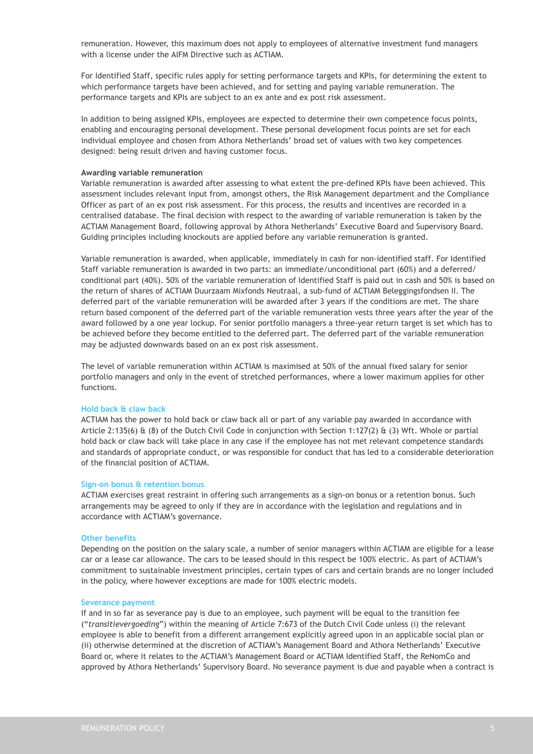remuneration. However, this maximum does not apply to employees of alternative investment fund managers with a license under the AIFM Directive such as ACTIAM.

For Identified Staff, specific rules apply for setting performance targets and KPIs, for determining the extent to which performance targets have been achieved, and for setting and paying variable remuneration. The performance targets and KPIs are subject to an ex ante and ex post risk assessment.

In addition to being assigned KPIs, employees are expected to determine their own competence focus points, enabling and encouraging personal development. These personal development focus points are set for each individual employee and chosen from Athora Netherlands' broad set of values with two key competences designed: being result driven and having customer focus.

**Awarding variable remuneration**

Variable remuneration is awarded after assessing to what extent the pre-defined KPIs have been achieved. This assessment includes relevant input from, amongst others, the Risk Management department and the Compliance Officer as part of an ex post risk assessment. For this process, the results and incentives are recorded in a centralised database. The final decision with respect to the awarding of variable remuneration is taken by the ACTIAM Management Board, following approval by Athora Netherlands' Executive Board and Supervisory Board. Guiding principles including knockouts are applied before any variable remuneration is granted.

Variable remuneration is awarded, when applicable, immediately in cash for non-identified staff. For Identified Staff variable remuneration is awarded in two parts: an immediate/unconditional part (60%) and a deferred/conditional part (40%). 50% of the variable remuneration of Identified Staff is paid out in cash and 50% is based on the return of shares of ACTIAM Duurzaam Mixfonds Neutraal, a sub-fund of ACTIAM Beleggingsfondsen II. The deferred part of the variable remuneration will be awarded after 3 years if the conditions are met. The share return based component of the deferred part of the variable remuneration vests three years after the year of the award followed by a one year lockup. For senior portfolio managers a three-year return target is set which has to be achieved before they become entitled to the deferred part. The deferred part of the variable remuneration may be adjusted downwards based on an ex post risk assessment.

The level of variable remuneration within ACTIAM is maximised at 50% of the annual fixed salary for senior portfolio managers and only in the event of stretched performances, where a lower maximum applies for other functions.

### Hold back & claw back

ACTIAM has the power to hold back or claw back all or part of any variable pay awarded in accordance with Article 2:135(6) & (8) of the Dutch Civil Code in conjunction with Section 1:127(2) & (3) Wft. Whole or partial hold back or claw back will take place in any case if the employee has not met relevant competence standards and standards of appropriate conduct, or was responsible for conduct that has led to a considerable deterioration of the financial position of ACTIAM.

### Sign-on bonus & retention bonus

ACTIAM exercises great restraint in offering such arrangements as a sign-on bonus or a retention bonus. Such arrangements may be agreed to only if they are in accordance with the legislation and regulations and in accordance with ACTIAM's governance.

### Other benefits

Depending on the position on the salary scale, a number of senior managers within ACTIAM are eligible for a lease car or a lease car allowance. The cars to be leased should in this respect be 100% electric. As part of ACTIAM's commitment to sustainable investment principles, certain types of cars and certain brands are no longer included in the policy, where however exceptions are made for 100% electric models.

### Severance payment

If and in so far as severance pay is due to an employee, such payment will be equal to the transition fee ("*transitievergoeding*") within the meaning of Article 7:673 of the Dutch Civil Code unless (i) the relevant employee is able to benefit from a different arrangement explicitly agreed upon in an applicable social plan or (ii) otherwise determined at the discretion of ACTIAM's Management Board and Athora Netherlands' Executive Board or, where it relates to the ACTIAM's Management Board or ACTIAM Identified Staff, the ReNomCo and approved by Athora Netherlands' Supervisory Board. No severance payment is due and payable when a contract is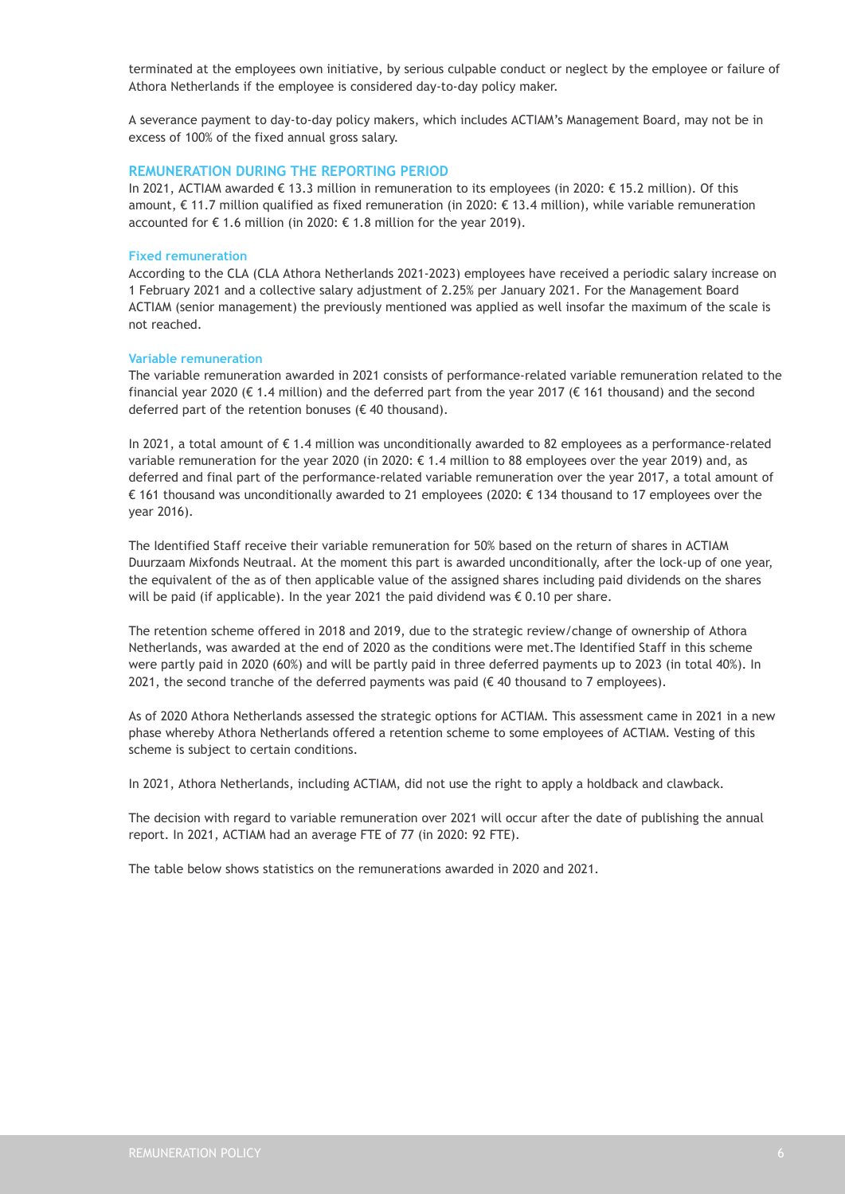terminated at the employees own initiative, by serious culpable conduct or neglect by the employee or failure of Athora Netherlands if the employee is considered day-to-day policy maker.

A severance payment to day-to-day policy makers, which includes ACTIAM's Management Board, may not be in excess of 100% of the fixed annual gross salary.

## REMUNERATION DURING THE REPORTING PERIOD

In 2021, ACTIAM awarded € 13.3 million in remuneration to its employees (in 2020: € 15.2 million). Of this amount, € 11.7 million qualified as fixed remuneration (in 2020: € 13.4 million), while variable remuneration accounted for € 1.6 million (in 2020: € 1.8 million for the year 2019).

### Fixed remuneration

According to the CLA (CLA Athora Netherlands 2021-2023) employees have received a periodic salary increase on 1 February 2021 and a collective salary adjustment of 2.25% per January 2021. For the Management Board ACTIAM (senior management) the previously mentioned was applied as well insofar the maximum of the scale is not reached.

### Variable remuneration

The variable remuneration awarded in 2021 consists of performance-related variable remuneration related to the financial year 2020 (€ 1.4 million) and the deferred part from the year 2017 (€ 161 thousand) and the second deferred part of the retention bonuses (€ 40 thousand).

In 2021, a total amount of € 1.4 million was unconditionally awarded to 82 employees as a performance-related variable remuneration for the year 2020 (in 2020: € 1.4 million to 88 employees over the year 2019) and, as deferred and final part of the performance-related variable remuneration over the year 2017, a total amount of € 161 thousand was unconditionally awarded to 21 employees (2020: € 134 thousand to 17 employees over the year 2016).

The Identified Staff receive their variable remuneration for 50% based on the return of shares in ACTIAM Duurzaam Mixfonds Neutraal. At the moment this part is awarded unconditionally, after the lock-up of one year, the equivalent of the as of then applicable value of the assigned shares including paid dividends on the shares will be paid (if applicable). In the year 2021 the paid dividend was € 0.10 per share.

The retention scheme offered in 2018 and 2019, due to the strategic review/change of ownership of Athora Netherlands, was awarded at the end of 2020 as the conditions were met.The Identified Staff in this scheme were partly paid in 2020 (60%) and will be partly paid in three deferred payments up to 2023 (in total 40%). In 2021, the second tranche of the deferred payments was paid (€ 40 thousand to 7 employees).

As of 2020 Athora Netherlands assessed the strategic options for ACTIAM. This assessment came in 2021 in a new phase whereby Athora Netherlands offered a retention scheme to some employees of ACTIAM. Vesting of this scheme is subject to certain conditions.

In 2021, Athora Netherlands, including ACTIAM, did not use the right to apply a holdback and clawback.

The decision with regard to variable remuneration over 2021 will occur after the date of publishing the annual report. In 2021, ACTIAM had an average FTE of 77 (in 2020: 92 FTE).

The table below shows statistics on the remunerations awarded in 2020 and 2021.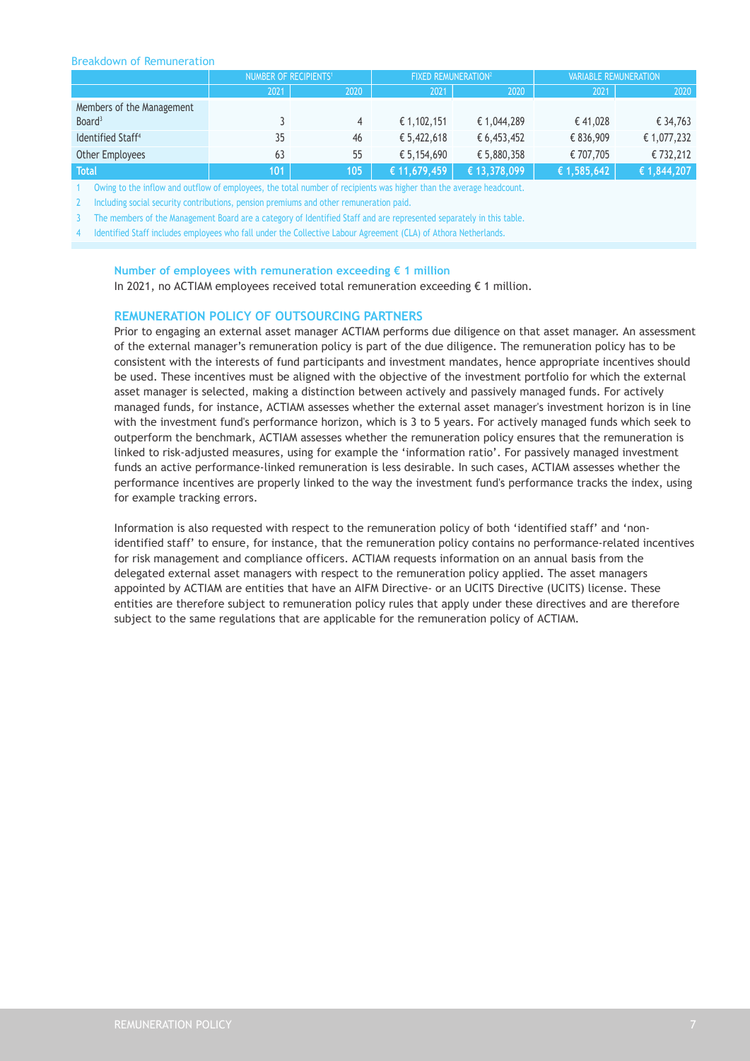Breakdown of Remuneration

| | Number of recipients[1] | | Fixed remuneration[2] | | Variable remuneration | |
|---|---|---|---|---|---|---|
| | 2021 | 2020 | 2021 | 2020 | 2021 | 2020 |
| Members of the Management Board[3] | 3 | 4 | € 1,102,151 | € 1,044,289 | € 41,028 | € 34,763 |
| Identified Staff[4] | 35 | 46 | € 5,422,618 | € 6,453,452 | € 836,909 | € 1,077,232 |
| Other Employees | 63 | 55 | € 5,154,690 | € 5,880,358 | € 707,705 | € 732,212 |
| **Total** | **101** | **105** | **€ 11,679,459** | **€ 13,378,099** | **€ 1,585,642** | **€ 1,844,207** |

1 Owing to the inflow and outflow of employees, the total number of recipients was higher than the average headcount.

2 Including social security contributions, pension premiums and other remuneration paid.

3 The members of the Management Board are a category of Identified Staff and are represented separately in this table.

4 Identified Staff includes employees who fall under the Collective Labour Agreement (CLA) of Athora Netherlands.

### Number of employees with remuneration exceeding € 1 million

In 2021, no ACTIAM employees received total remuneration exceeding € 1 million.

## REMUNERATION POLICY OF OUTSOURCING PARTNERS

Prior to engaging an external asset manager ACTIAM performs due diligence on that asset manager. An assessment of the external manager's remuneration policy is part of the due diligence. The remuneration policy has to be consistent with the interests of fund participants and investment mandates, hence appropriate incentives should be used. These incentives must be aligned with the objective of the investment portfolio for which the external asset manager is selected, making a distinction between actively and passively managed funds. For actively managed funds, for instance, ACTIAM assesses whether the external asset manager's investment horizon is in line with the investment fund's performance horizon, which is 3 to 5 years. For actively managed funds which seek to outperform the benchmark, ACTIAM assesses whether the remuneration policy ensures that the remuneration is linked to risk-adjusted measures, using for example the 'information ratio'. For passively managed investment funds an active performance-linked remuneration is less desirable. In such cases, ACTIAM assesses whether the performance incentives are properly linked to the way the investment fund's performance tracks the index, using for example tracking errors.

Information is also requested with respect to the remuneration policy of both 'identified staff' and 'non-identified staff' to ensure, for instance, that the remuneration policy contains no performance-related incentives for risk management and compliance officers. ACTIAM requests information on an annual basis from the delegated external asset managers with respect to the remuneration policy applied. The asset managers appointed by ACTIAM are entities that have an AIFM Directive- or an UCITS Directive (UCITS) license. These entities are therefore subject to remuneration policy rules that apply under these directives and are therefore subject to the same regulations that are applicable for the remuneration policy of ACTIAM.